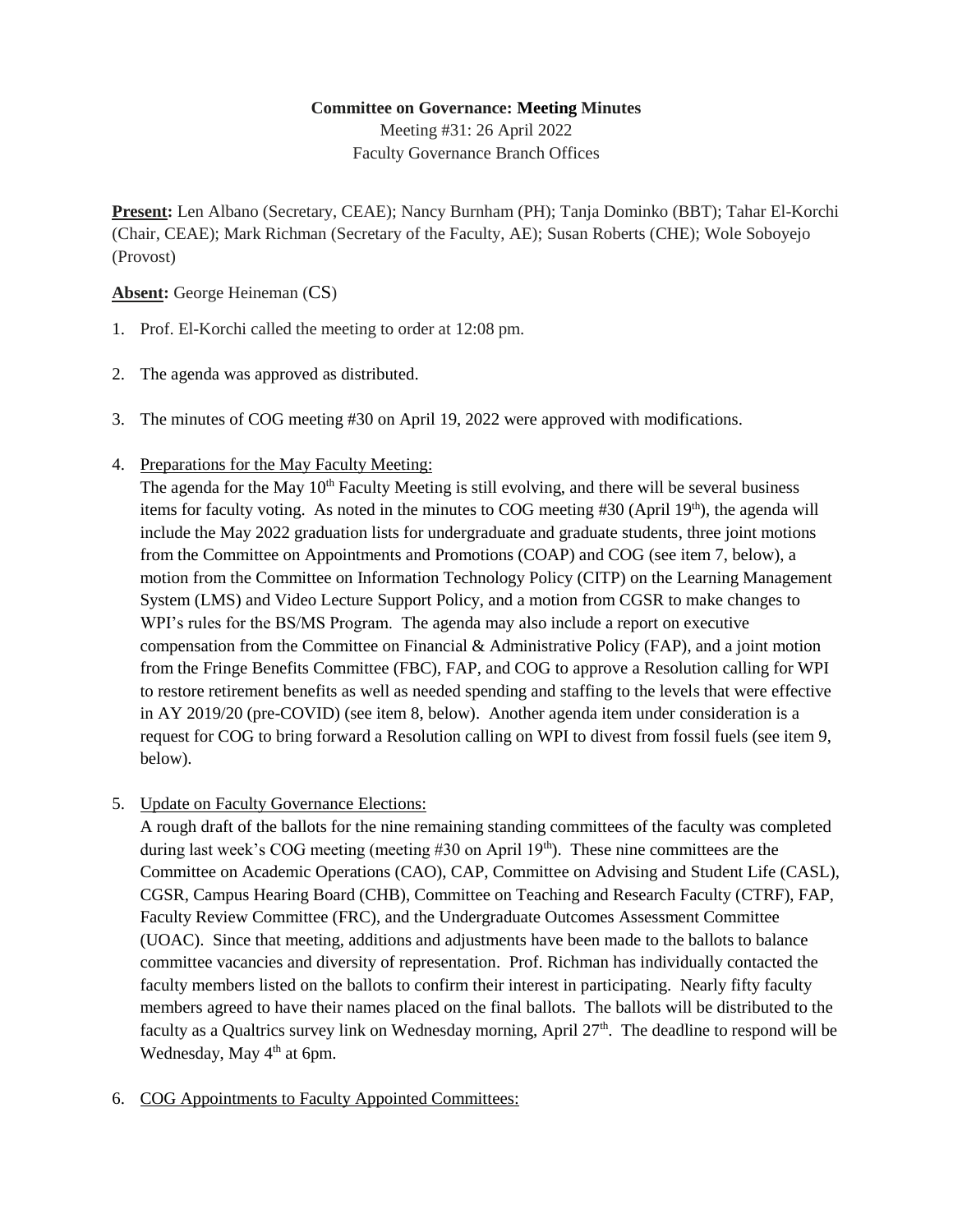**Committee on Governance: Meeting Minutes**

Meeting #31: 26 April 2022

Faculty Governance Branch Offices

**Present:** Len Albano (Secretary, CEAE); Nancy Burnham (PH); Tanja Dominko (BBT); Tahar El-Korchi (Chair, CEAE); Mark Richman (Secretary of the Faculty, AE); Susan Roberts (CHE); Wole Soboyejo (Provost)

**Absent:** George Heineman (CS)

1. Prof. El-Korchi called the meeting to order at 12:08 pm.

2. The agenda was approved as distributed.

3. The minutes of COG meeting #30 on April 19, 2022 were approved with modifications.

4. Preparations for the May Faculty Meeting:
   The agenda for the May 10th Faculty Meeting is still evolving, and there will be several business items for faculty voting. As noted in the minutes to COG meeting #30 (April 19th), the agenda will include the May 2022 graduation lists for undergraduate and graduate students, three joint motions from the Committee on Appointments and Promotions (COAP) and COG (see item 7, below), a motion from the Committee on Information Technology Policy (CITP) on the Learning Management System (LMS) and Video Lecture Support Policy, and a motion from CGSR to make changes to WPI's rules for the BS/MS Program. The agenda may also include a report on executive compensation from the Committee on Financial & Administrative Policy (FAP), and a joint motion from the Fringe Benefits Committee (FBC), FAP, and COG to approve a Resolution calling for WPI to restore retirement benefits as well as needed spending and staffing to the levels that were effective in AY 2019/20 (pre-COVID) (see item 8, below). Another agenda item under consideration is a request for COG to bring forward a Resolution calling on WPI to divest from fossil fuels (see item 9, below).

5. Update on Faculty Governance Elections:
   A rough draft of the ballots for the nine remaining standing committees of the faculty was completed during last week's COG meeting (meeting #30 on April 19th). These nine committees are the Committee on Academic Operations (CAO), CAP, Committee on Advising and Student Life (CASL), CGSR, Campus Hearing Board (CHB), Committee on Teaching and Research Faculty (CTRF), FAP, Faculty Review Committee (FRC), and the Undergraduate Outcomes Assessment Committee (UOAC). Since that meeting, additions and adjustments have been made to the ballots to balance committee vacancies and diversity of representation. Prof. Richman has individually contacted the faculty members listed on the ballots to confirm their interest in participating. Nearly fifty faculty members agreed to have their names placed on the final ballots. The ballots will be distributed to the faculty as a Qualtrics survey link on Wednesday morning, April 27th. The deadline to respond will be Wednesday, May 4th at 6pm.

6. COG Appointments to Faculty Appointed Committees: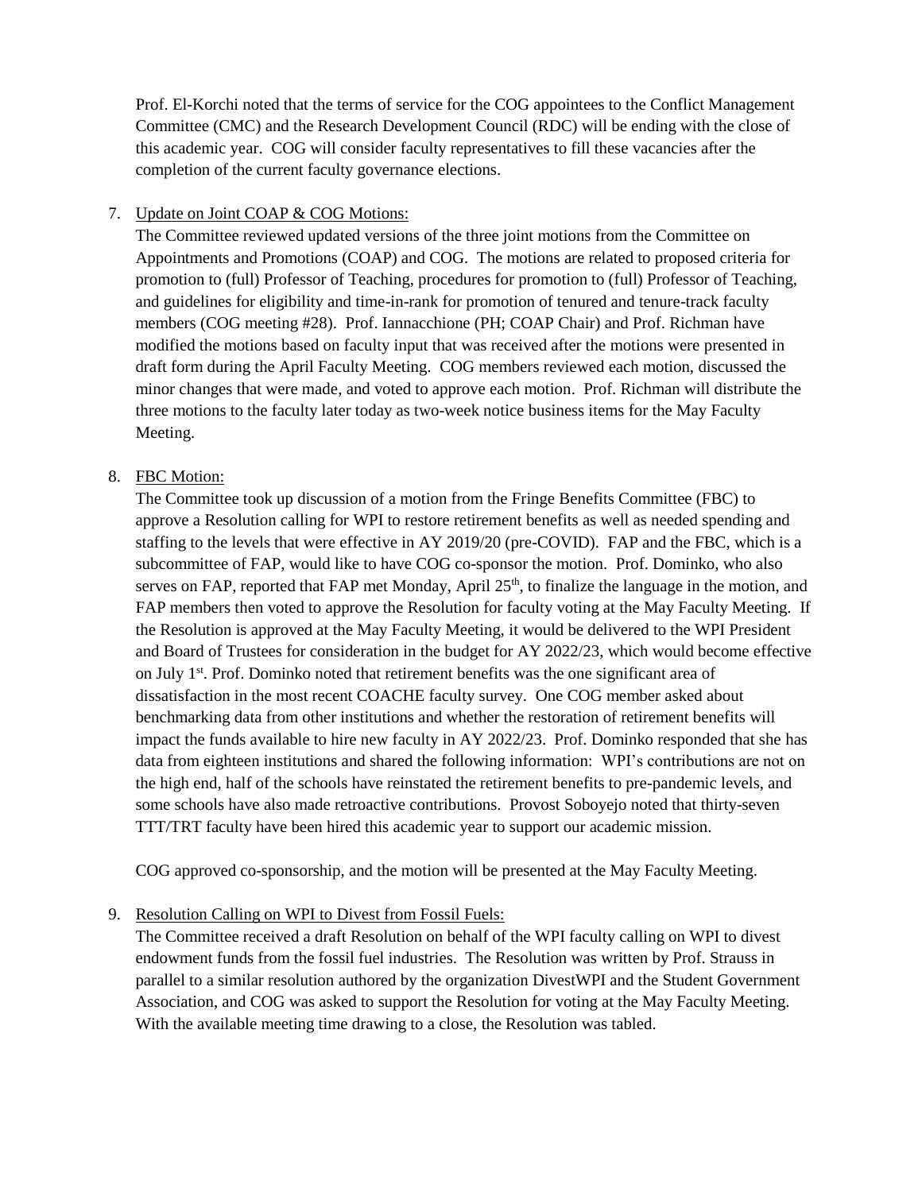Prof. El-Korchi noted that the terms of service for the COG appointees to the Conflict Management Committee (CMC) and the Research Development Council (RDC) will be ending with the close of this academic year. COG will consider faculty representatives to fill these vacancies after the completion of the current faculty governance elections.

7. Update on Joint COAP & COG Motions:
   The Committee reviewed updated versions of the three joint motions from the Committee on Appointments and Promotions (COAP) and COG. The motions are related to proposed criteria for promotion to (full) Professor of Teaching, procedures for promotion to (full) Professor of Teaching, and guidelines for eligibility and time-in-rank for promotion of tenured and tenure-track faculty members (COG meeting #28). Prof. Iannacchione (PH; COAP Chair) and Prof. Richman have modified the motions based on faculty input that was received after the motions were presented in draft form during the April Faculty Meeting. COG members reviewed each motion, discussed the minor changes that were made, and voted to approve each motion. Prof. Richman will distribute the three motions to the faculty later today as two-week notice business items for the May Faculty Meeting.

8. FBC Motion:
   The Committee took up discussion of a motion from the Fringe Benefits Committee (FBC) to approve a Resolution calling for WPI to restore retirement benefits as well as needed spending and staffing to the levels that were effective in AY 2019/20 (pre-COVID). FAP and the FBC, which is a subcommittee of FAP, would like to have COG co-sponsor the motion. Prof. Dominko, who also serves on FAP, reported that FAP met Monday, April 25th, to finalize the language in the motion, and FAP members then voted to approve the Resolution for faculty voting at the May Faculty Meeting. If the Resolution is approved at the May Faculty Meeting, it would be delivered to the WPI President and Board of Trustees for consideration in the budget for AY 2022/23, which would become effective on July 1st. Prof. Dominko noted that retirement benefits was the one significant area of dissatisfaction in the most recent COACHE faculty survey. One COG member asked about benchmarking data from other institutions and whether the restoration of retirement benefits will impact the funds available to hire new faculty in AY 2022/23. Prof. Dominko responded that she has data from eighteen institutions and shared the following information: WPI's contributions are not on the high end, half of the schools have reinstated the retirement benefits to pre-pandemic levels, and some schools have also made retroactive contributions. Provost Soboyejo noted that thirty-seven TTT/TRT faculty have been hired this academic year to support our academic mission.

   COG approved co-sponsorship, and the motion will be presented at the May Faculty Meeting.

9. Resolution Calling on WPI to Divest from Fossil Fuels:
   The Committee received a draft Resolution on behalf of the WPI faculty calling on WPI to divest endowment funds from the fossil fuel industries. The Resolution was written by Prof. Strauss in parallel to a similar resolution authored by the organization DivestWPI and the Student Government Association, and COG was asked to support the Resolution for voting at the May Faculty Meeting. With the available meeting time drawing to a close, the Resolution was tabled.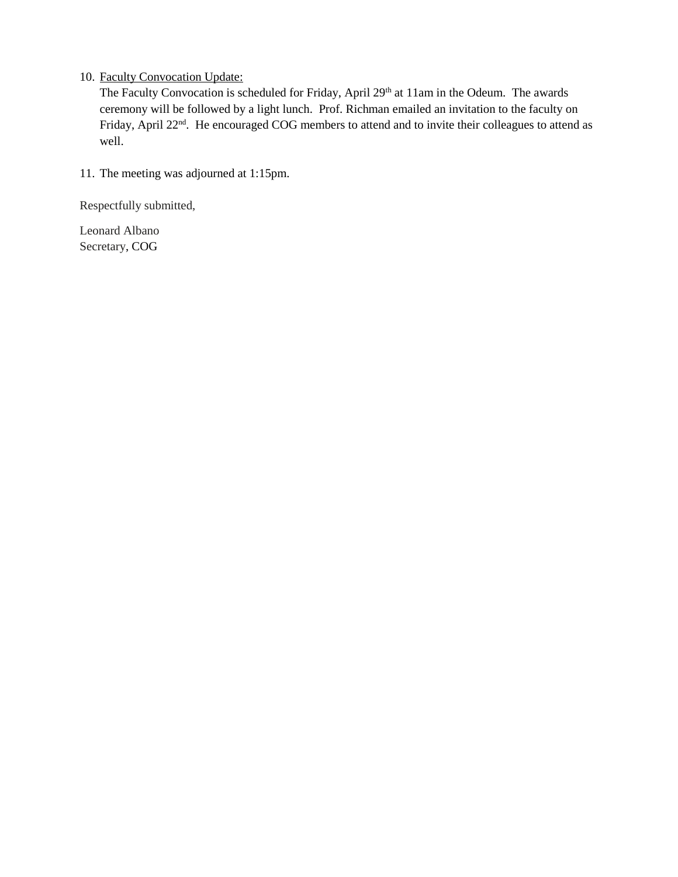10. <u>Faculty Convocation Update:</u>
    The Faculty Convocation is scheduled for Friday, April 29th at 11am in the Odeum. The awards ceremony will be followed by a light lunch. Prof. Richman emailed an invitation to the faculty on Friday, April 22nd. He encouraged COG members to attend and to invite their colleagues to attend as well.

11. The meeting was adjourned at 1:15pm.

Respectfully submitted,

Leonard Albano
Secretary, COG